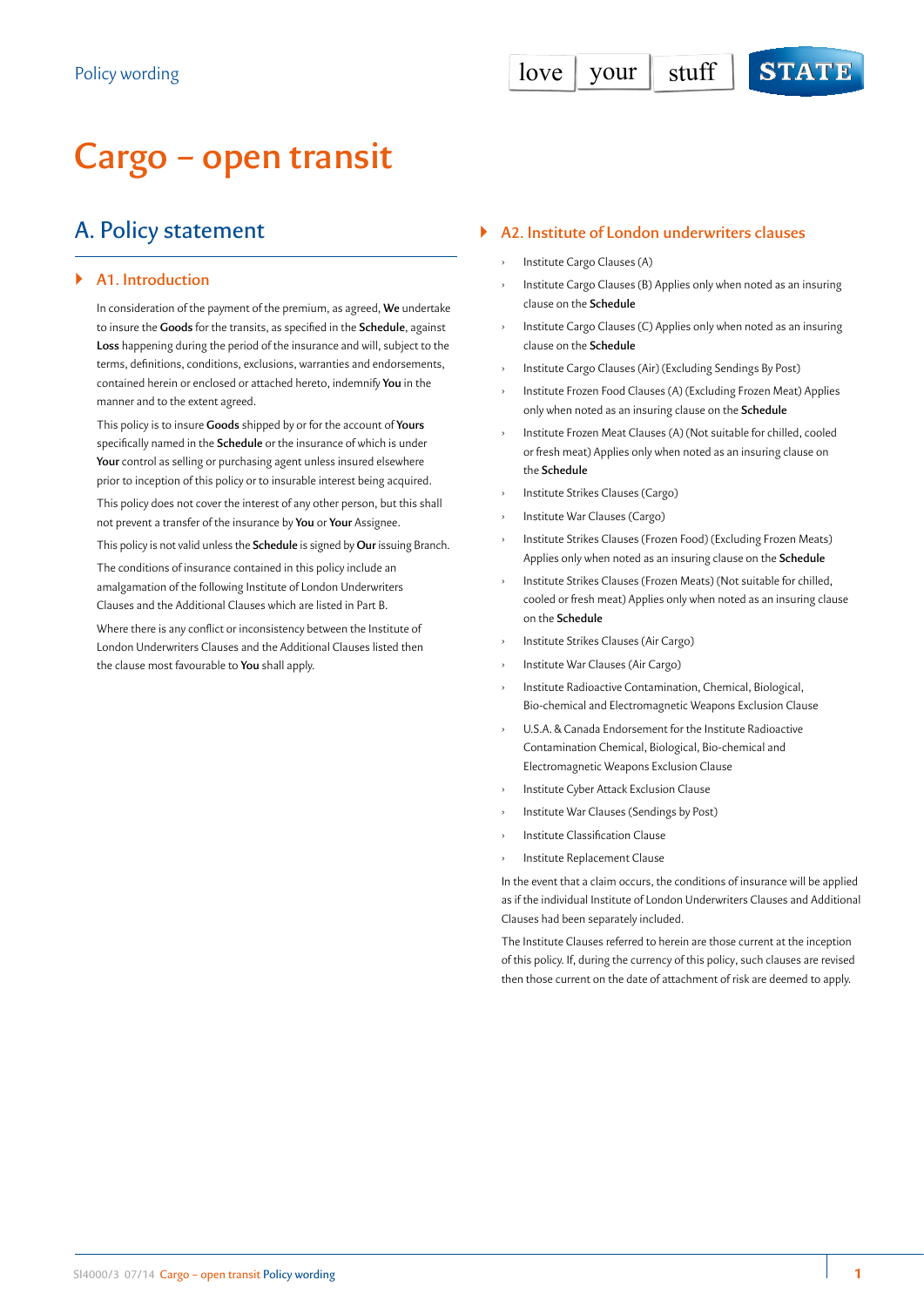# Cargo – open transit

## A. Policy statement

### A1. Introduction

In consideration of the payment of the premium, as agreed, **We** undertake to insure the **Goods** for the transits, as specified in the **Schedule**, against **Loss** happening during the period of the insurance and will, subject to the terms, definitions, conditions, exclusions, warranties and endorsements, contained herein or enclosed or attached hereto, indemnify **You** in the manner and to the extent agreed.

This policy is to insure **Goods** shipped by or for the account of **Yours** specifically named in the **Schedule** or the insurance of which is under **Your** control as selling or purchasing agent unless insured elsewhere prior to inception of this policy or to insurable interest being acquired.

This policy does not cover the interest of any other person, but this shall not prevent a transfer of the insurance by **You** or **Your** Assignee.

This policy is not valid unless the **Schedule** is signed by **Our** issuing Branch.

The conditions of insurance contained in this policy include an amalgamation of the following Institute of London Underwriters Clauses and the Additional Clauses which are listed in Part B.

Where there is any conflict or inconsistency between the Institute of London Underwriters Clauses and the Additional Clauses listed then the clause most favourable to **You** shall apply.

### A2. Institute of London underwriters clauses

- Institute Cargo Clauses (A)
- Institute Cargo Clauses (B) Applies only when noted as an insuring clause on the **Schedule**
- Institute Cargo Clauses (C) Applies only when noted as an insuring clause on the **Schedule**
- Institute Cargo Clauses (Air) (Excluding Sendings By Post)
- Institute Frozen Food Clauses (A) (Excluding Frozen Meat) Applies only when noted as an insuring clause on the **Schedule**
- Institute Frozen Meat Clauses (A) (Not suitable for chilled, cooled or fresh meat) Applies only when noted as an insuring clause on the **Schedule**
- Institute Strikes Clauses (Cargo)
- Institute War Clauses (Cargo)
- Institute Strikes Clauses (Frozen Food) (Excluding Frozen Meats) Applies only when noted as an insuring clause on the **Schedule**
- Institute Strikes Clauses (Frozen Meats) (Not suitable for chilled, cooled or fresh meat) Applies only when noted as an insuring clause on the **Schedule**
- Institute Strikes Clauses (Air Cargo)
- Institute War Clauses (Air Cargo)
- Institute Radioactive Contamination, Chemical, Biological, Bio-chemical and Electromagnetic Weapons Exclusion Clause
- U.S.A. & Canada Endorsement for the Institute Radioactive Contamination Chemical, Biological, Bio-chemical and Electromagnetic Weapons Exclusion Clause
- Institute Cyber Attack Exclusion Clause
- Institute War Clauses (Sendings by Post)
- Institute Classification Clause
- Institute Replacement Clause

In the event that a claim occurs, the conditions of insurance will be applied as if the individual Institute of London Underwriters Clauses and Additional Clauses had been separately included.

The Institute Clauses referred to herein are those current at the inception of this policy. If, during the currency of this policy, such clauses are revised then those current on the date of attachment of risk are deemed to apply.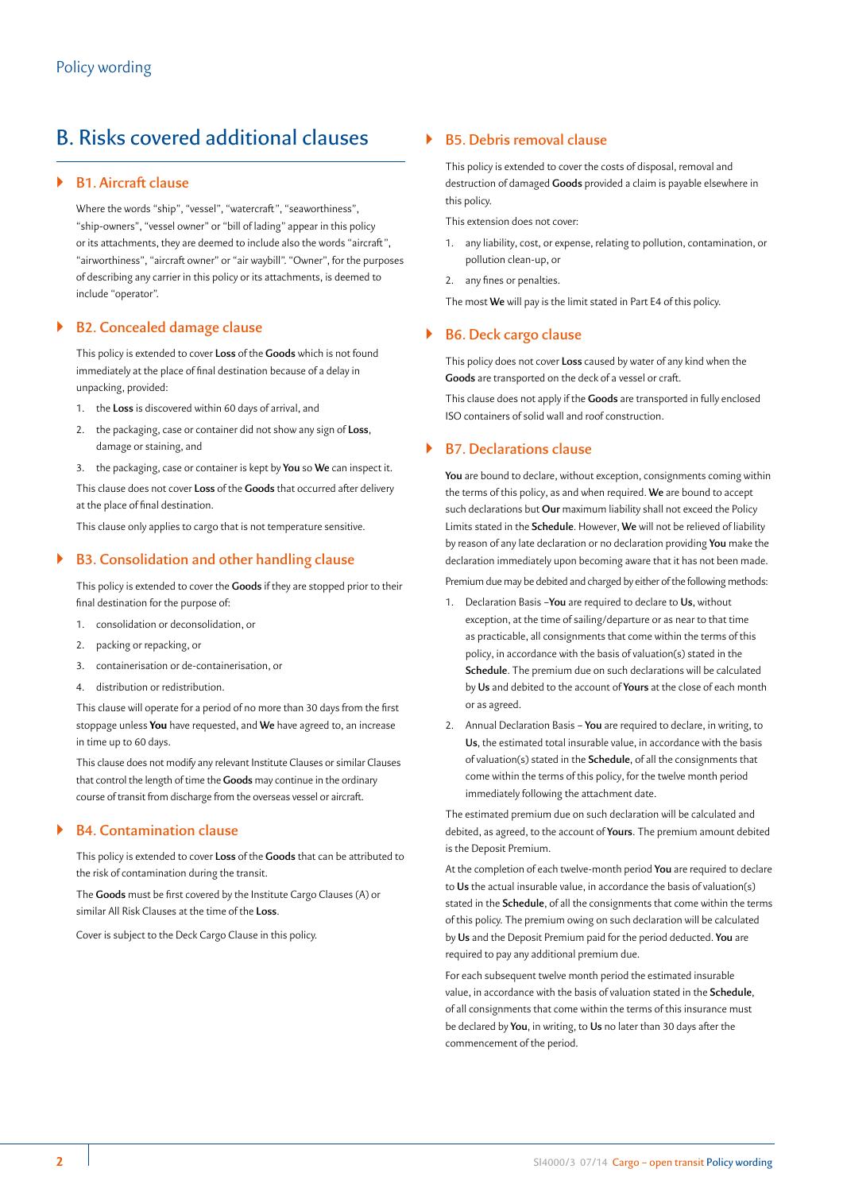## B. Risks covered additional clauses

### B1. Aircraft clause

Where the words "ship", "vessel", "watercraft", "seaworthiness", "ship-owners", "vessel owner" or "bill of lading" appear in this policy or its attachments, they are deemed to include also the words "aircraft", "airworthiness", "aircraft owner" or "air waybill". "Owner", for the purposes of describing any carrier in this policy or its attachments, is deemed to include "operator".

### B2. Concealed damage clause

This policy is extended to cover **Loss** of the **Goods** which is not found immediately at the place of final destination because of a delay in unpacking, provided:

1. the **Loss** is discovered within 60 days of arrival, and
2. the packaging, case or container did not show any sign of **Loss**, damage or staining, and
3. the packaging, case or container is kept by **You** so **We** can inspect it.

This clause does not cover **Loss** of the **Goods** that occurred after delivery at the place of final destination.

This clause only applies to cargo that is not temperature sensitive.

### B3. Consolidation and other handling clause

This policy is extended to cover the **Goods** if they are stopped prior to their final destination for the purpose of:

1. consolidation or deconsolidation, or
2. packing or repacking, or
3. containerisation or de-containerisation, or
4. distribution or redistribution.

This clause will operate for a period of no more than 30 days from the first stoppage unless **You** have requested, and **We** have agreed to, an increase in time up to 60 days.

This clause does not modify any relevant Institute Clauses or similar Clauses that control the length of time the **Goods** may continue in the ordinary course of transit from discharge from the overseas vessel or aircraft.

### B4. Contamination clause

This policy is extended to cover **Loss** of the **Goods** that can be attributed to the risk of contamination during the transit.

The **Goods** must be first covered by the Institute Cargo Clauses (A) or similar All Risk Clauses at the time of the **Loss**.

Cover is subject to the Deck Cargo Clause in this policy.

### B5. Debris removal clause

This policy is extended to cover the costs of disposal, removal and destruction of damaged **Goods** provided a claim is payable elsewhere in this policy.

This extension does not cover:

1. any liability, cost, or expense, relating to pollution, contamination, or pollution clean-up, or
2. any fines or penalties.

The most **We** will pay is the limit stated in Part E4 of this policy.

### B6. Deck cargo clause

This policy does not cover **Loss** caused by water of any kind when the **Goods** are transported on the deck of a vessel or craft.

This clause does not apply if the **Goods** are transported in fully enclosed ISO containers of solid wall and roof construction.

### B7. Declarations clause

**You** are bound to declare, without exception, consignments coming within the terms of this policy, as and when required. **We** are bound to accept such declarations but **Our** maximum liability shall not exceed the Policy Limits stated in the **Schedule**. However, **We** will not be relieved of liability by reason of any late declaration or no declaration providing **You** make the declaration immediately upon becoming aware that it has not been made.

Premium due may be debited and charged by either of the following methods:

1. Declaration Basis –**You** are required to declare to **Us**, without exception, at the time of sailing/departure or as near to that time as practicable, all consignments that come within the terms of this policy, in accordance with the basis of valuation(s) stated in the **Schedule**. The premium due on such declarations will be calculated by **Us** and debited to the account of **Yours** at the close of each month or as agreed.
2. Annual Declaration Basis – **You** are required to declare, in writing, to **Us**, the estimated total insurable value, in accordance with the basis of valuation(s) stated in the **Schedule**, of all the consignments that come within the terms of this policy, for the twelve month period immediately following the attachment date.

The estimated premium due on such declaration will be calculated and debited, as agreed, to the account of **Yours**. The premium amount debited is the Deposit Premium.

At the completion of each twelve-month period **You** are required to declare to **Us** the actual insurable value, in accordance the basis of valuation(s) stated in the **Schedule**, of all the consignments that come within the terms of this policy. The premium owing on such declaration will be calculated by **Us** and the Deposit Premium paid for the period deducted. **You** are required to pay any additional premium due.

For each subsequent twelve month period the estimated insurable value, in accordance with the basis of valuation stated in the **Schedule**, of all consignments that come within the terms of this insurance must be declared by **You**, in writing, to **Us** no later than 30 days after the commencement of the period.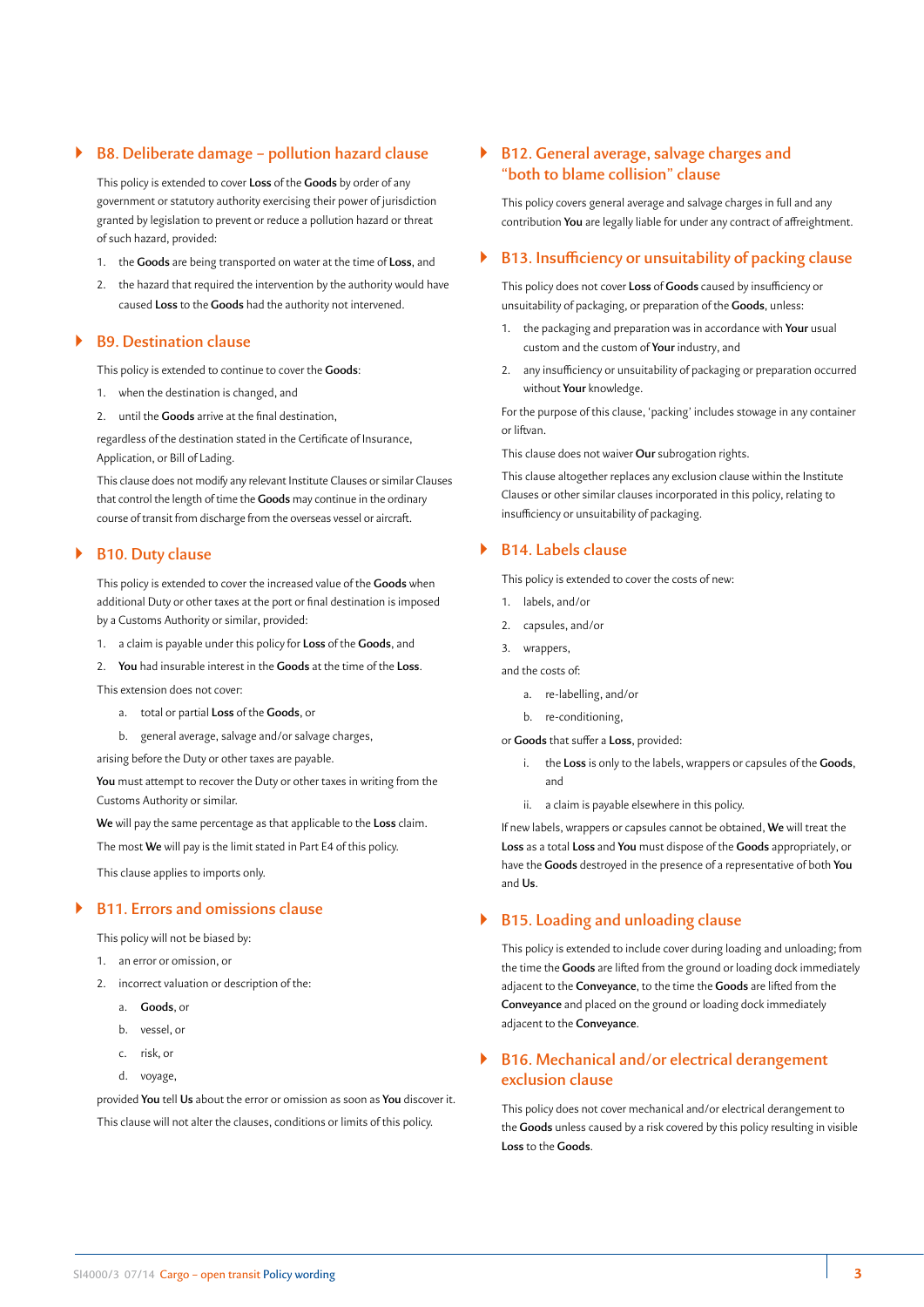## B8. Deliberate damage – pollution hazard clause

This policy is extended to cover **Loss** of the **Goods** by order of any government or statutory authority exercising their power of jurisdiction granted by legislation to prevent or reduce a pollution hazard or threat of such hazard, provided:

1. the **Goods** are being transported on water at the time of **Loss**, and
2. the hazard that required the intervention by the authority would have caused **Loss** to the **Goods** had the authority not intervened.

## B9. Destination clause

This policy is extended to continue to cover the **Goods**:

1. when the destination is changed, and
2. until the **Goods** arrive at the final destination,

regardless of the destination stated in the Certificate of Insurance, Application, or Bill of Lading.

This clause does not modify any relevant Institute Clauses or similar Clauses that control the length of time the **Goods** may continue in the ordinary course of transit from discharge from the overseas vessel or aircraft.

## B10. Duty clause

This policy is extended to cover the increased value of the **Goods** when additional Duty or other taxes at the port or final destination is imposed by a Customs Authority or similar, provided:

1. a claim is payable under this policy for **Loss** of the **Goods**, and
2. **You** had insurable interest in the **Goods** at the time of the **Loss**.

This extension does not cover:

a. total or partial **Loss** of the **Goods**, or
b. general average, salvage and/or salvage charges,

arising before the Duty or other taxes are payable.

**You** must attempt to recover the Duty or other taxes in writing from the Customs Authority or similar.

**We** will pay the same percentage as that applicable to the **Loss** claim.

The most **We** will pay is the limit stated in Part E4 of this policy.

This clause applies to imports only.

## B11. Errors and omissions clause

This policy will not be biased by:

1. an error or omission, or
2. incorrect valuation or description of the:
   a. **Goods**, or
   b. vessel, or
   c. risk, or
   d. voyage,

provided **You** tell **Us** about the error or omission as soon as **You** discover it.

This clause will not alter the clauses, conditions or limits of this policy.

## B12. General average, salvage charges and "both to blame collision" clause

This policy covers general average and salvage charges in full and any contribution **You** are legally liable for under any contract of affreightment.

## B13. Insufficiency or unsuitability of packing clause

This policy does not cover **Loss** of **Goods** caused by insufficiency or unsuitability of packaging, or preparation of the **Goods**, unless:

1. the packaging and preparation was in accordance with **Your** usual custom and the custom of **Your** industry, and
2. any insufficiency or unsuitability of packaging or preparation occurred without **Your** knowledge.

For the purpose of this clause, 'packing' includes stowage in any container or liftvan.

This clause does not waiver **Our** subrogation rights.

This clause altogether replaces any exclusion clause within the Institute Clauses or other similar clauses incorporated in this policy, relating to insufficiency or unsuitability of packaging.

## B14. Labels clause

This policy is extended to cover the costs of new:

1. labels, and/or
2. capsules, and/or
3. wrappers,

and the costs of:

a. re-labelling, and/or
b. re-conditioning,

or **Goods** that suffer a **Loss**, provided:

i. the **Loss** is only to the labels, wrappers or capsules of the **Goods**, and
ii. a claim is payable elsewhere in this policy.

If new labels, wrappers or capsules cannot be obtained, **We** will treat the **Loss** as a total **Loss** and **You** must dispose of the **Goods** appropriately, or have the **Goods** destroyed in the presence of a representative of both **You** and **Us**.

## B15. Loading and unloading clause

This policy is extended to include cover during loading and unloading; from the time the **Goods** are lifted from the ground or loading dock immediately adjacent to the **Conveyance**, to the time the **Goods** are lifted from the **Conveyance** and placed on the ground or loading dock immediately adjacent to the **Conveyance**.

## B16. Mechanical and/or electrical derangement exclusion clause

This policy does not cover mechanical and/or electrical derangement to the **Goods** unless caused by a risk covered by this policy resulting in visible **Loss** to the **Goods**.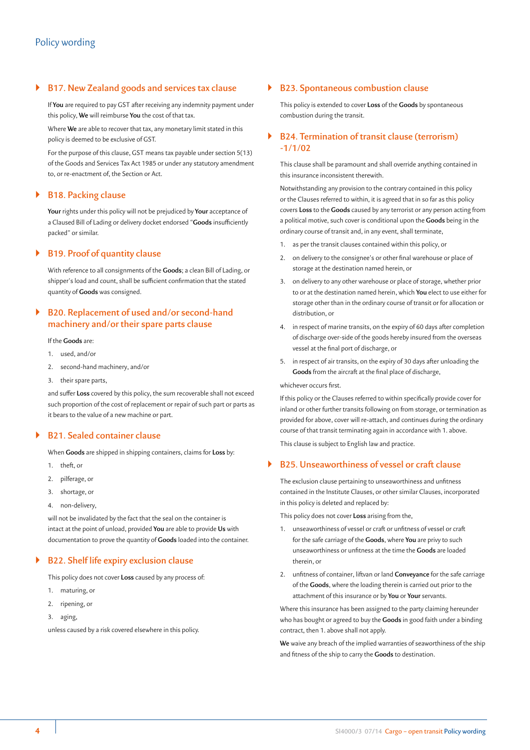### B17. New Zealand goods and services tax clause

If **You** are required to pay GST after receiving any indemnity payment under this policy, **We** will reimburse **You** the cost of that tax.

Where **We** are able to recover that tax, any monetary limit stated in this policy is deemed to be exclusive of GST.

For the purpose of this clause, GST means tax payable under section 5(13) of the Goods and Services Tax Act 1985 or under any statutory amendment to, or re-enactment of, the Section or Act.

### B18. Packing clause

**Your** rights under this policy will not be prejudiced by **Your** acceptance of a Claused Bill of Lading or delivery docket endorsed "**Goods** insufficiently packed" or similar.

### B19. Proof of quantity clause

With reference to all consignments of the **Goods**; a clean Bill of Lading, or shipper's load and count, shall be sufficient confirmation that the stated quantity of **Goods** was consigned.

### B20. Replacement of used and/or second-hand machinery and/or their spare parts clause

If the **Goods** are:

1. used, and/or
2. second-hand machinery, and/or
3. their spare parts,

and suffer **Loss** covered by this policy, the sum recoverable shall not exceed such proportion of the cost of replacement or repair of such part or parts as it bears to the value of a new machine or part.

### B21. Sealed container clause

When **Goods** are shipped in shipping containers, claims for **Loss** by:

1. theft, or
2. pilferage, or
3. shortage, or
4. non-delivery,

will not be invalidated by the fact that the seal on the container is intact at the point of unload, provided **You** are able to provide **Us** with documentation to prove the quantity of **Goods** loaded into the container.

### B22. Shelf life expiry exclusion clause

This policy does not cover **Loss** caused by any process of:

1. maturing, or
2. ripening, or
3. aging,

unless caused by a risk covered elsewhere in this policy.

### B23. Spontaneous combustion clause

This policy is extended to cover **Loss** of the **Goods** by spontaneous combustion during the transit.

### B24. Termination of transit clause (terrorism) -1/1/02

This clause shall be paramount and shall override anything contained in this insurance inconsistent therewith.

Notwithstanding any provision to the contrary contained in this policy or the Clauses referred to within, it is agreed that in so far as this policy covers **Loss** to the **Goods** caused by any terrorist or any person acting from a political motive, such cover is conditional upon the **Goods** being in the ordinary course of transit and, in any event, shall terminate,

1. as per the transit clauses contained within this policy, or
2. on delivery to the consignee's or other final warehouse or place of storage at the destination named herein, or
3. on delivery to any other warehouse or place of storage, whether prior to or at the destination named herein, which **You** elect to use either for storage other than in the ordinary course of transit or for allocation or distribution, or
4. in respect of marine transits, on the expiry of 60 days after completion of discharge over-side of the goods hereby insured from the overseas vessel at the final port of discharge, or
5. in respect of air transits, on the expiry of 30 days after unloading the **Goods** from the aircraft at the final place of discharge,

whichever occurs first.

If this policy or the Clauses referred to within specifically provide cover for inland or other further transits following on from storage, or termination as provided for above, cover will re-attach, and continues during the ordinary course of that transit terminating again in accordance with 1. above.

This clause is subject to English law and practice.

### B25. Unseaworthiness of vessel or craft clause

The exclusion clause pertaining to unseaworthiness and unfitness contained in the Institute Clauses, or other similar Clauses, incorporated in this policy is deleted and replaced by:

This policy does not cover **Loss** arising from the,

1. unseaworthiness of vessel or craft or unfitness of vessel or craft for the safe carriage of the **Goods**, where **You** are privy to such unseaworthiness or unfitness at the time the **Goods** are loaded therein, or
2. unfitness of container, liftvan or land **Conveyance** for the safe carriage of the **Goods**, where the loading therein is carried out prior to the attachment of this insurance or by **You** or **Your** servants.

Where this insurance has been assigned to the party claiming hereunder who has bought or agreed to buy the **Goods** in good faith under a binding contract, then 1. above shall not apply.

**We** waive any breach of the implied warranties of seaworthiness of the ship and fitness of the ship to carry the **Goods** to destination.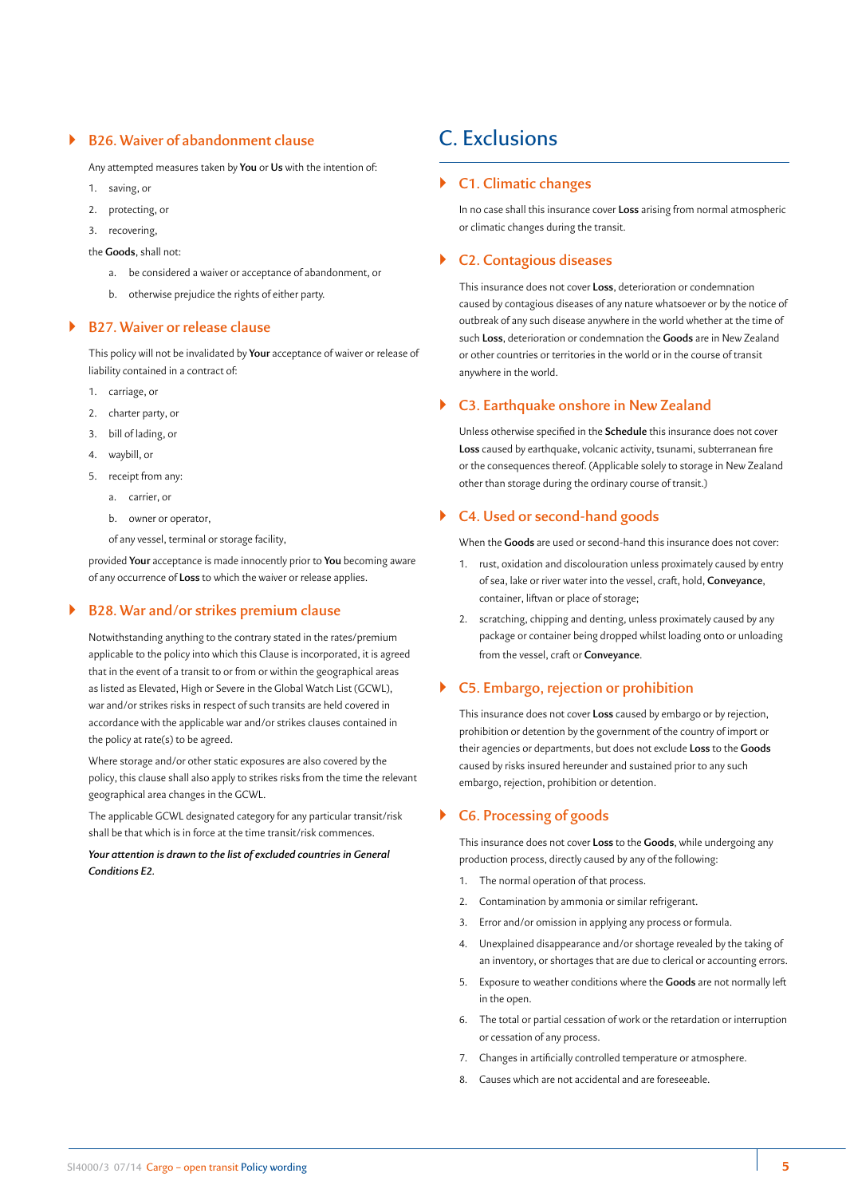### B26. Waiver of abandonment clause

Any attempted measures taken by **You** or **Us** with the intention of:

1. saving, or
2. protecting, or
3. recovering,

the **Goods**, shall not:

a. be considered a waiver or acceptance of abandonment, or

b. otherwise prejudice the rights of either party.

### B27. Waiver or release clause

This policy will not be invalidated by **Your** acceptance of waiver or release of liability contained in a contract of:

1. carriage, or
2. charter party, or
3. bill of lading, or
4. waybill, or
5. receipt from any:

   a. carrier, or

   b. owner or operator,

   of any vessel, terminal or storage facility,

provided **Your** acceptance is made innocently prior to **You** becoming aware of any occurrence of **Loss** to which the waiver or release applies.

### B28. War and/or strikes premium clause

Notwithstanding anything to the contrary stated in the rates/premium applicable to the policy into which this Clause is incorporated, it is agreed that in the event of a transit to or from or within the geographical areas as listed as Elevated, High or Severe in the Global Watch List (GCWL), war and/or strikes risks in respect of such transits are held covered in accordance with the applicable war and/or strikes clauses contained in the policy at rate(s) to be agreed.

Where storage and/or other static exposures are also covered by the policy, this clause shall also apply to strikes risks from the time the relevant geographical area changes in the GCWL.

The applicable GCWL designated category for any particular transit/risk shall be that which is in force at the time transit/risk commences.

***Your attention is drawn to the list of excluded countries in General Conditions E2.***

## C. Exclusions

### C1. Climatic changes

In no case shall this insurance cover **Loss** arising from normal atmospheric or climatic changes during the transit.

### C2. Contagious diseases

This insurance does not cover **Loss**, deterioration or condemnation caused by contagious diseases of any nature whatsoever or by the notice of outbreak of any such disease anywhere in the world whether at the time of such **Loss**, deterioration or condemnation the **Goods** are in New Zealand or other countries or territories in the world or in the course of transit anywhere in the world.

### C3. Earthquake onshore in New Zealand

Unless otherwise specified in the **Schedule** this insurance does not cover **Loss** caused by earthquake, volcanic activity, tsunami, subterranean fire or the consequences thereof. (Applicable solely to storage in New Zealand other than storage during the ordinary course of transit.)

### C4. Used or second-hand goods

When the **Goods** are used or second-hand this insurance does not cover:

1. rust, oxidation and discolouration unless proximately caused by entry of sea, lake or river water into the vessel, craft, hold, **Conveyance**, container, liftvan or place of storage;
2. scratching, chipping and denting, unless proximately caused by any package or container being dropped whilst loading onto or unloading from the vessel, craft or **Conveyance**.

### C5. Embargo, rejection or prohibition

This insurance does not cover **Loss** caused by embargo or by rejection, prohibition or detention by the government of the country of import or their agencies or departments, but does not exclude **Loss** to the **Goods** caused by risks insured hereunder and sustained prior to any such embargo, rejection, prohibition or detention.

### C6. Processing of goods

This insurance does not cover **Loss** to the **Goods**, while undergoing any production process, directly caused by any of the following:

1. The normal operation of that process.
2. Contamination by ammonia or similar refrigerant.
3. Error and/or omission in applying any process or formula.
4. Unexplained disappearance and/or shortage revealed by the taking of an inventory, or shortages that are due to clerical or accounting errors.
5. Exposure to weather conditions where the **Goods** are not normally left in the open.
6. The total or partial cessation of work or the retardation or interruption or cessation of any process.
7. Changes in artificially controlled temperature or atmosphere.
8. Causes which are not accidental and are foreseeable.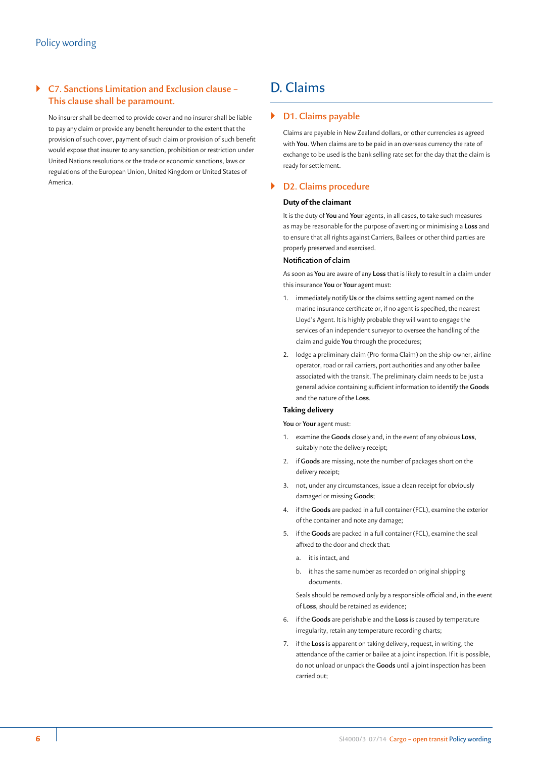### C7. Sanctions Limitation and Exclusion clause – This clause shall be paramount.

No insurer shall be deemed to provide cover and no insurer shall be liable to pay any claim or provide any benefit hereunder to the extent that the provision of such cover, payment of such claim or provision of such benefit would expose that insurer to any sanction, prohibition or restriction under United Nations resolutions or the trade or economic sanctions, laws or regulations of the European Union, United Kingdom or United States of America.

## D. Claims

### D1. Claims payable

Claims are payable in New Zealand dollars, or other currencies as agreed with **You**. When claims are to be paid in an overseas currency the rate of exchange to be used is the bank selling rate set for the day that the claim is ready for settlement.

### D2. Claims procedure

**Duty of the claimant**

It is the duty of **You** and **Your** agents, in all cases, to take such measures as may be reasonable for the purpose of averting or minimising a **Loss** and to ensure that all rights against Carriers, Bailees or other third parties are properly preserved and exercised.

**Notification of claim**

As soon as **You** are aware of any **Loss** that is likely to result in a claim under this insurance **You** or **Your** agent must:

1. immediately notify **Us** or the claims settling agent named on the marine insurance certificate or, if no agent is specified, the nearest Lloyd's Agent. It is highly probable they will want to engage the services of an independent surveyor to oversee the handling of the claim and guide **You** through the procedures;
2. lodge a preliminary claim (Pro-forma Claim) on the ship-owner, airline operator, road or rail carriers, port authorities and any other bailee associated with the transit. The preliminary claim needs to be just a general advice containing sufficient information to identify the **Goods** and the nature of the **Loss**.

**Taking delivery**

**You** or **Your** agent must:

1. examine the **Goods** closely and, in the event of any obvious **Loss**, suitably note the delivery receipt;
2. if **Goods** are missing, note the number of packages short on the delivery receipt;
3. not, under any circumstances, issue a clean receipt for obviously damaged or missing **Goods**;
4. if the **Goods** are packed in a full container (FCL), examine the exterior of the container and note any damage;
5. if the **Goods** are packed in a full container (FCL), examine the seal affixed to the door and check that:
   a. it is intact, and
   b. it has the same number as recorded on original shipping documents.

   Seals should be removed only by a responsible official and, in the event of **Loss**, should be retained as evidence;
6. if the **Goods** are perishable and the **Loss** is caused by temperature irregularity, retain any temperature recording charts;
7. if the **Loss** is apparent on taking delivery, request, in writing, the attendance of the carrier or bailee at a joint inspection. If it is possible, do not unload or unpack the **Goods** until a joint inspection has been carried out;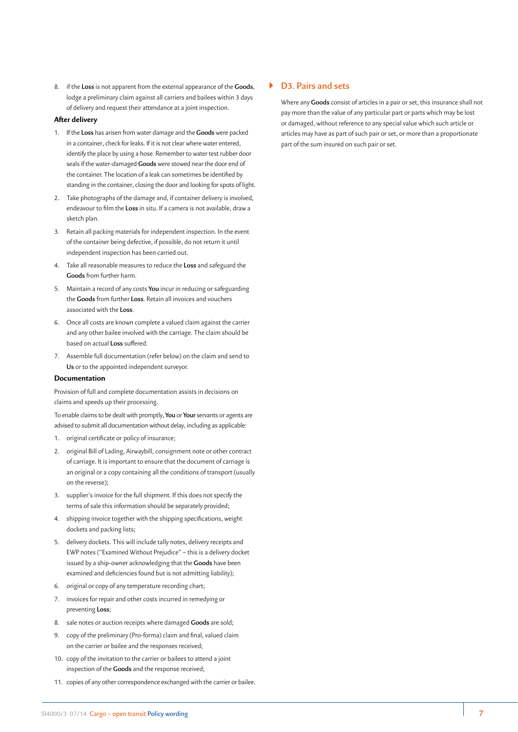8. if the **Loss** is not apparent from the external appearance of the **Goods**, lodge a preliminary claim against all carriers and bailees within 3 days of delivery and request their attendance at a joint inspection.

**After delivery**

1. If the **Loss** has arisen from water damage and the **Goods** were packed in a container, check for leaks. If it is not clear where water entered, identify the place by using a hose. Remember to water test rubber door seals if the water-damaged **Goods** were stowed near the door end of the container. The location of a leak can sometimes be identified by standing in the container, closing the door and looking for spots of light.
2. Take photographs of the damage and, if container delivery is involved, endeavour to film the **Loss** in situ. If a camera is not available, draw a sketch plan.
3. Retain all packing materials for independent inspection. In the event of the container being defective, if possible, do not return it until independent inspection has been carried out.
4. Take all reasonable measures to reduce the **Loss** and safeguard the **Goods** from further harm.
5. Maintain a record of any costs **You** incur in reducing or safeguarding the **Goods** from further **Loss**. Retain all invoices and vouchers associated with the **Loss**.
6. Once all costs are known complete a valued claim against the carrier and any other bailee involved with the carriage. The claim should be based on actual **Loss** suffered.
7. Assemble full documentation (refer below) on the claim and send to **Us** or to the appointed independent surveyor.

**Documentation**

Provision of full and complete documentation assists in decisions on claims and speeds up their processing.

To enable claims to be dealt with promptly, **You** or **Your** servants or agents are advised to submit all documentation without delay, including as applicable:

1. original certificate or policy of insurance;
2. original Bill of Lading, Airwaybill, consignment note or other contract of carriage. It is important to ensure that the document of carriage is an original or a copy containing all the conditions of transport (usually on the reverse);
3. supplier's invoice for the full shipment. If this does not specify the terms of sale this information should be separately provided;
4. shipping invoice together with the shipping specifications, weight dockets and packing lists;
5. delivery dockets. This will include tally notes, delivery receipts and EWP notes ("Examined Without Prejudice" – this is a delivery docket issued by a ship-owner acknowledging that the **Goods** have been examined and deficiencies found but is not admitting liability);
6. original or copy of any temperature recording chart;
7. invoices for repair and other costs incurred in remedying or preventing **Loss**;
8. sale notes or auction receipts where damaged **Goods** are sold;
9. copy of the preliminary (Pro-forma) claim and final, valued claim on the carrier or bailee and the responses received;
10. copy of the invitation to the carrier or bailees to attend a joint inspection of the **Goods** and the response received;
11. copies of any other correspondence exchanged with the carrier or bailee.

## D3. Pairs and sets

Where any **Goods** consist of articles in a pair or set, this insurance shall not pay more than the value of any particular part or parts which may be lost or damaged, without reference to any special value which such article or articles may have as part of such pair or set, or more than a proportionate part of the sum insured on such pair or set.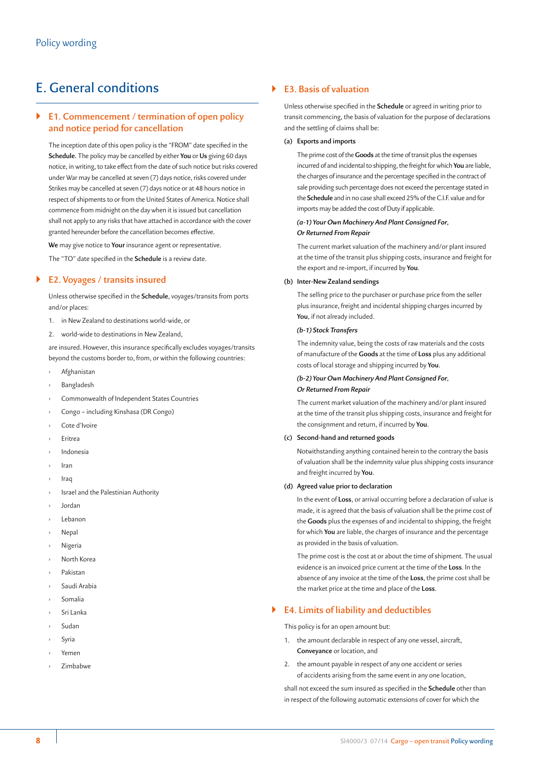Policy wording

# E. General conditions

## E1. Commencement / termination of open policy and notice period for cancellation

The inception date of this open policy is the "FROM" date specified in the **Schedule.** The policy may be cancelled by either **You** or **Us** giving 60 days notice, in writing, to take effect from the date of such notice but risks covered under War may be cancelled at seven (7) days notice, risks covered under Strikes may be cancelled at seven (7) days notice or at 48 hours notice in respect of shipments to or from the United States of America. Notice shall commence from midnight on the day when it is issued but cancellation shall not apply to any risks that have attached in accordance with the cover granted hereunder before the cancellation becomes effective.

**We** may give notice to **Your** insurance agent or representative.

The "TO" date specified in the **Schedule** is a review date.

## E2. Voyages / transits insured

Unless otherwise specified in the **Schedule**, voyages/transits from ports and/or places:

1. in New Zealand to destinations world-wide, or
2. world-wide to destinations in New Zealand,

are insured. However, this insurance specifically excludes voyages/transits beyond the customs border to, from, or within the following countries:

- Afghanistan
- Bangladesh
- Commonwealth of Independent States Countries
- Congo – including Kinshasa (DR Congo)
- Cote d'Ivoire
- Eritrea
- Indonesia
- Iran
- Iraq
- Israel and the Palestinian Authority
- Jordan
- Lebanon
- Nepal
- Nigeria
- North Korea
- Pakistan
- Saudi Arabia
- Somalia
- Sri Lanka
- Sudan
- Syria
- Yemen
- Zimbabwe

## E3. Basis of valuation

Unless otherwise specified in the **Schedule** or agreed in writing prior to transit commencing, the basis of valuation for the purpose of declarations and the settling of claims shall be:

**(a) Exports and imports**

The prime cost of the **Goods** at the time of transit plus the expenses incurred of and incidental to shipping, the freight for which **You** are liable, the charges of insurance and the percentage specified in the contract of sale providing such percentage does not exceed the percentage stated in the **Schedule** and in no case shall exceed 25% of the C.I.F. value and for imports may be added the cost of Duty if applicable.

***(a-1) Your Own Machinery And Plant Consigned For, Or Returned From Repair***

The current market valuation of the machinery and/or plant insured at the time of the transit plus shipping costs, insurance and freight for the export and re-import, if incurred by **You**.

**(b) Inter-New Zealand sendings**

The selling price to the purchaser or purchase price from the seller plus insurance, freight and incidental shipping charges incurred by **You**, if not already included.

***(b-1) Stock Transfers***

The indemnity value, being the costs of raw materials and the costs of manufacture of the **Goods** at the time of **Loss** plus any additional costs of local storage and shipping incurred by **You**.

***(b-2) Your Own Machinery And Plant Consigned For, Or Returned From Repair***

The current market valuation of the machinery and/or plant insured at the time of the transit plus shipping costs, insurance and freight for the consignment and return, if incurred by **You**.

**(c) Second-hand and returned goods**

Notwithstanding anything contained herein to the contrary the basis of valuation shall be the indemnity value plus shipping costs insurance and freight incurred by **You**.

**(d) Agreed value prior to declaration**

In the event of **Loss**, or arrival occurring before a declaration of value is made, it is agreed that the basis of valuation shall be the prime cost of the **Goods** plus the expenses of and incidental to shipping, the freight for which **You** are liable, the charges of insurance and the percentage as provided in the basis of valuation.

The prime cost is the cost at or about the time of shipment. The usual evidence is an invoiced price current at the time of the **Loss**. In the absence of any invoice at the time of the **Loss**, the prime cost shall be the market price at the time and place of the **Loss**.

## E4. Limits of liability and deductibles

This policy is for an open amount but:

1. the amount declarable in respect of any one vessel, aircraft, **Conveyance** or location, and
2. the amount payable in respect of any one accident or series of accidents arising from the same event in any one location,

shall not exceed the sum insured as specified in the **Schedule** other than in respect of the following automatic extensions of cover for which the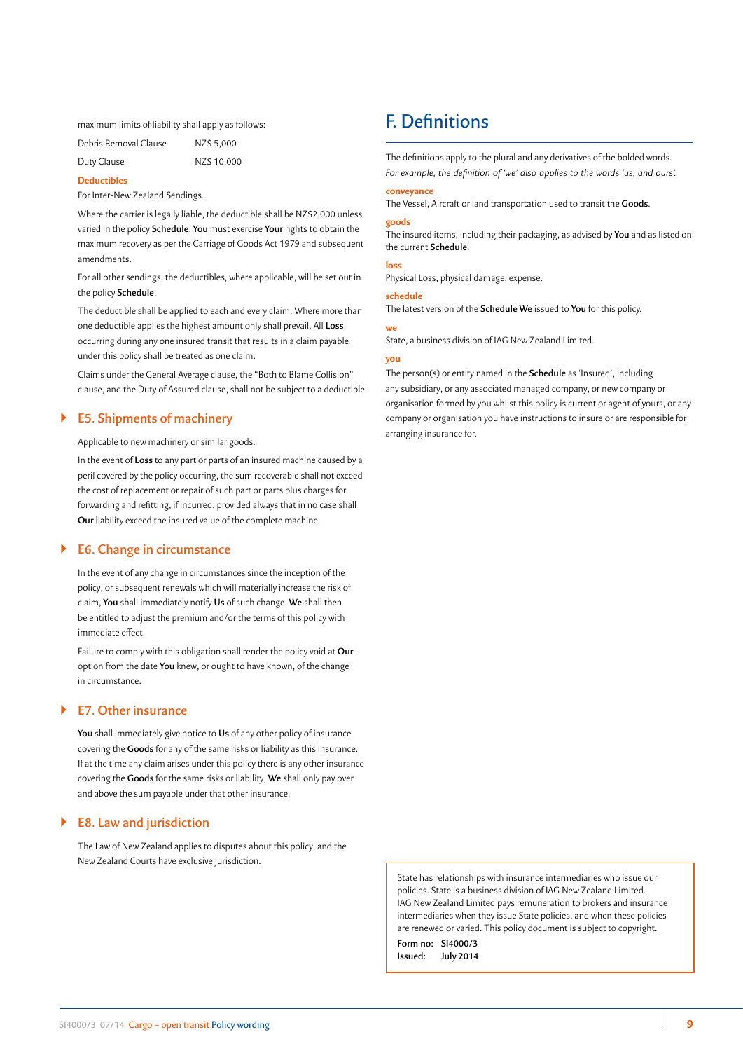maximum limits of liability shall apply as follows:

| | |
|---|---|
| Debris Removal Clause | NZ$ 5,000 |
| Duty Clause | NZ$ 10,000 |

**Deductibles**

For Inter-New Zealand Sendings.

Where the carrier is legally liable, the deductible shall be NZ$2,000 unless varied in the policy **Schedule**. **You** must exercise **Your** rights to obtain the maximum recovery as per the Carriage of Goods Act 1979 and subsequent amendments.

For all other sendings, the deductibles, where applicable, will be set out in the policy **Schedule**.

The deductible shall be applied to each and every claim. Where more than one deductible applies the highest amount only shall prevail. All **Loss** occurring during any one insured transit that results in a claim payable under this policy shall be treated as one claim.

Claims under the General Average clause, the "Both to Blame Collision" clause, and the Duty of Assured clause, shall not be subject to a deductible.

## E5. Shipments of machinery

Applicable to new machinery or similar goods.

In the event of **Loss** to any part or parts of an insured machine caused by a peril covered by the policy occurring, the sum recoverable shall not exceed the cost of replacement or repair of such part or parts plus charges for forwarding and refitting, if incurred, provided always that in no case shall **Our** liability exceed the insured value of the complete machine.

## E6. Change in circumstance

In the event of any change in circumstances since the inception of the policy, or subsequent renewals which will materially increase the risk of claim, **You** shall immediately notify **Us** of such change. **We** shall then be entitled to adjust the premium and/or the terms of this policy with immediate effect.

Failure to comply with this obligation shall render the policy void at **Our** option from the date **You** knew, or ought to have known, of the change in circumstance.

## E7. Other insurance

**You** shall immediately give notice to **Us** of any other policy of insurance covering the **Goods** for any of the same risks or liability as this insurance. If at the time any claim arises under this policy there is any other insurance covering the **Goods** for the same risks or liability, **We** shall only pay over and above the sum payable under that other insurance.

## E8. Law and jurisdiction

The Law of New Zealand applies to disputes about this policy, and the New Zealand Courts have exclusive jurisdiction.

# F. Definitions

The definitions apply to the plural and any derivatives of the bolded words.
*For example, the definition of 'we' also applies to the words 'us, and ours'.*

**conveyance**
The Vessel, Aircraft or land transportation used to transit the **Goods**.

**goods**
The insured items, including their packaging, as advised by **You** and as listed on the current **Schedule**.

**loss**
Physical Loss, physical damage, expense.

**schedule**
The latest version of the **Schedule We** issued to **You** for this policy.

**we**
State, a business division of IAG New Zealand Limited.

**you**
The person(s) or entity named in the **Schedule** as 'Insured', including any subsidiary, or any associated managed company, or new company or organisation formed by you whilst this policy is current or agent of yours, or any company or organisation you have instructions to insure or are responsible for arranging insurance for.

State has relationships with insurance intermediaries who issue our policies. State is a business division of IAG New Zealand Limited. IAG New Zealand Limited pays remuneration to brokers and insurance intermediaries when they issue State policies, and when these policies are renewed or varied. This policy document is subject to copyright.

**Form no: SI4000/3**
**Issued: July 2014**